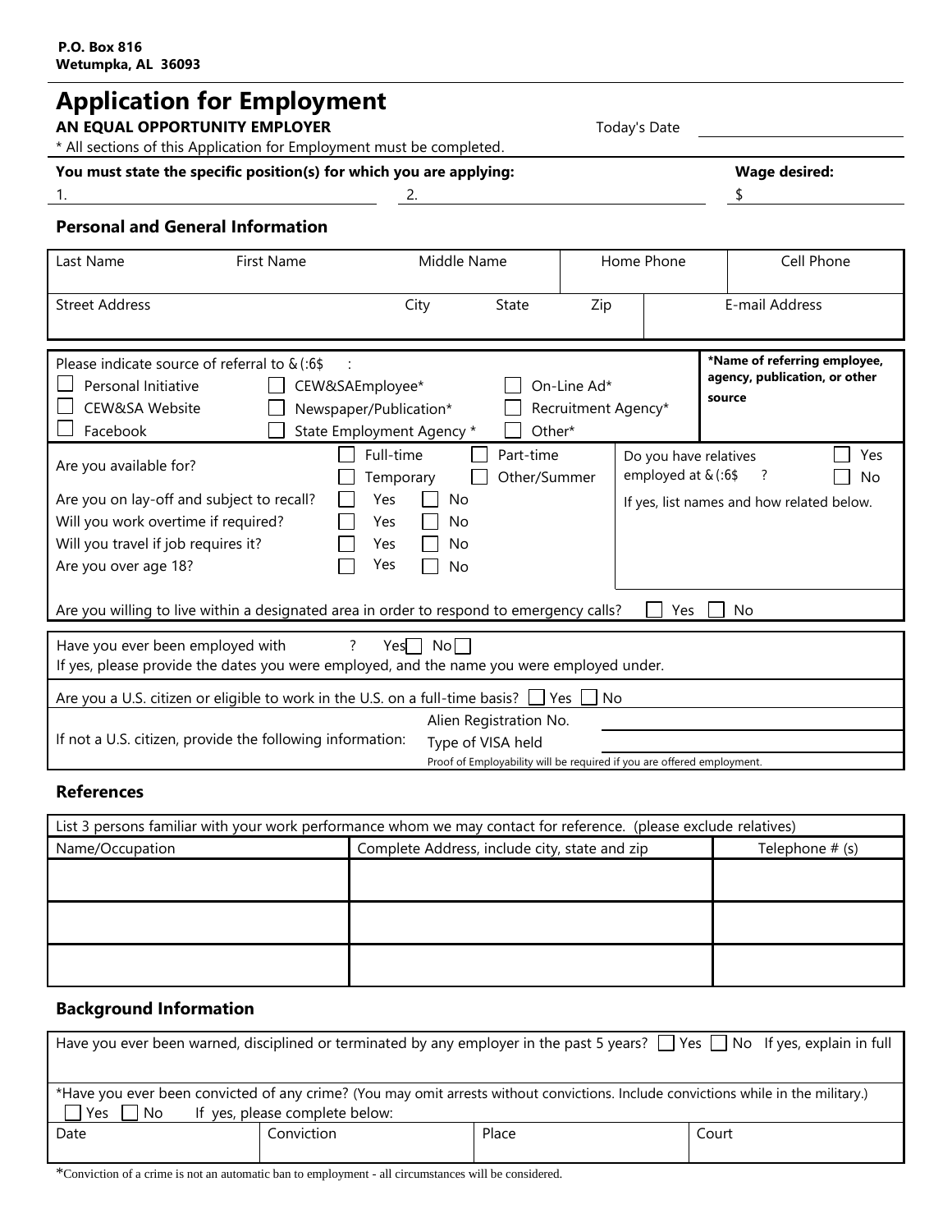**P.O. Box 816**
**Wetumpka, AL 36093**

# Application for Employment

**AN EQUAL OPPORTUNITY EMPLOYER** Today's Date ____________

\* All sections of this Application for Employment must be completed.

**You must state the specific position(s) for which you are applying:** **Wage desired:**

1. ____________ 2. ____________ $ ____________

## Personal and General Information

| Last Name | First Name | Middle Name | Home Phone | Cell Phone |
|---|---|---|---|---|
| | | | | |

| Street Address | City | State | Zip | E-mail Address |
|---|---|---|---|---|
| | | | | |

Please indicate source of referral to &(:6$ :

☐ Personal Initiative ☐ CEW&SAEmployee* ☐ On-Line Ad*
☐ CEW&SA Website ☐ Newspaper/Publication* ☐ Recruitment Agency*
☐ Facebook ☐ State Employment Agency * ☐ Other*

**\*Name of referring employee, agency, publication, or other source**

Are you available for? ☐ Full-time ☐ Part-time ☐ Temporary ☐ Other/Summer

Are you on lay-off and subject to recall? ☐ Yes ☐ No

Will you work overtime if required? ☐ Yes ☐ No

Will you travel if job requires it? ☐ Yes ☐ No

Are you over age 18? ☐ Yes ☐ No

Do you have relatives employed at &(:6$ ? ☐ Yes ☐ No

If yes, list names and how related below.

Are you willing to live within a designated area in order to respond to emergency calls? ☐ Yes ☐ No

Have you ever been employed with ? Yes ☐ No ☐

If yes, please provide the dates you were employed, and the name you were employed under.

Are you a U.S. citizen or eligible to work in the U.S. on a full-time basis? ☐ Yes ☐ No

If not a U.S. citizen, provide the following information:
Alien Registration No. ____________
Type of VISA held ____________
Proof of Employability will be required if you are offered employment.

## References

List 3 persons familiar with your work performance whom we may contact for reference. (please exclude relatives)

| Name/Occupation | Complete Address, include city, state and zip | Telephone # (s) |
|---|---|---|
| | | |
| | | |
| | | |

## Background Information

Have you ever been warned, disciplined or terminated by any employer in the past 5 years? ☐ Yes ☐ No If yes, explain in full

\*Have you ever been convicted of any crime? (You may omit arrests without convictions. Include convictions while in the military.)
☐ Yes ☐ No If yes, please complete below:

| Date | Conviction | Place | Court |
|---|---|---|---|
| | | | |

\*Conviction of a crime is not an automatic ban to employment - all circumstances will be considered.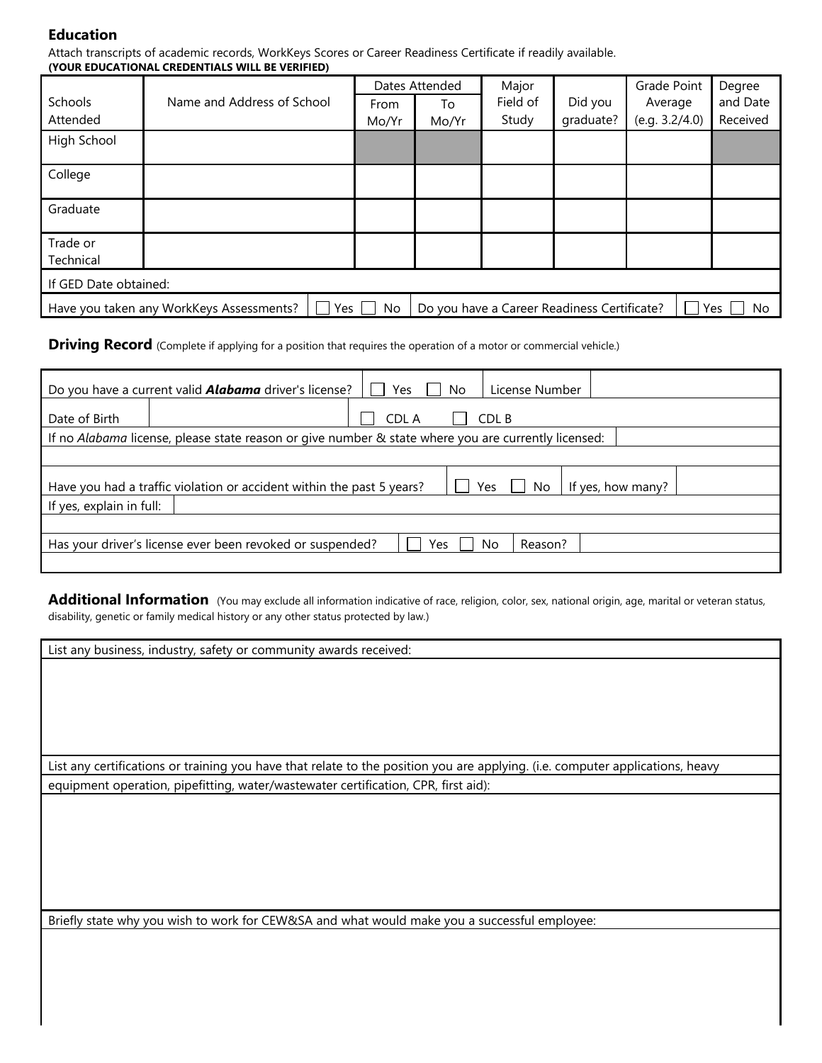## Education

Attach transcripts of academic records, WorkKeys Scores or Career Readiness Certificate if readily available.
**(YOUR EDUCATIONAL CREDENTIALS WILL BE VERIFIED)**

| Schools Attended | Name and Address of School | Dates Attended | | Major Field of Study | Did you graduate? | Grade Point Average (e.g. 3.2/4.0) | Degree and Date Received |
|---|---|---|---|---|---|---|---|
| | | From Mo/Yr | To Mo/Yr | | | | |
| High School | | | | | | | |
| College | | | | | | | |
| Graduate | | | | | | | |
| Trade or Technical | | | | | | | |
| If GED Date obtained: | | | | | | | |

Have you taken any WorkKeys Assessments? ☐ Yes ☐ No    Do you have a Career Readiness Certificate? ☐ Yes ☐ No

## Driving Record (Complete if applying for a position that requires the operation of a motor or commercial vehicle.)

Do you have a current valid ***Alabama*** driver's license? ☐ Yes ☐ No    License Number

Date of Birth    ☐ CDL A ☐ CDL B

If no *Alabama* license, please state reason or give number & state where you are currently licensed:

Have you had a traffic violation or accident within the past 5 years? ☐ Yes ☐ No    If yes, how many?

If yes, explain in full:

Has your driver's license ever been revoked or suspended? ☐ Yes ☐ No    Reason?

## Additional Information (You may exclude all information indicative of race, religion, color, sex, national origin, age, marital or veteran status, disability, genetic or family medical history or any other status protected by law.)

List any business, industry, safety or community awards received:

List any certifications or training you have that relate to the position you are applying. (i.e. computer applications, heavy equipment operation, pipefitting, water/wastewater certification, CPR, first aid):

Briefly state why you wish to work for CEW&SA and what would make you a successful employee: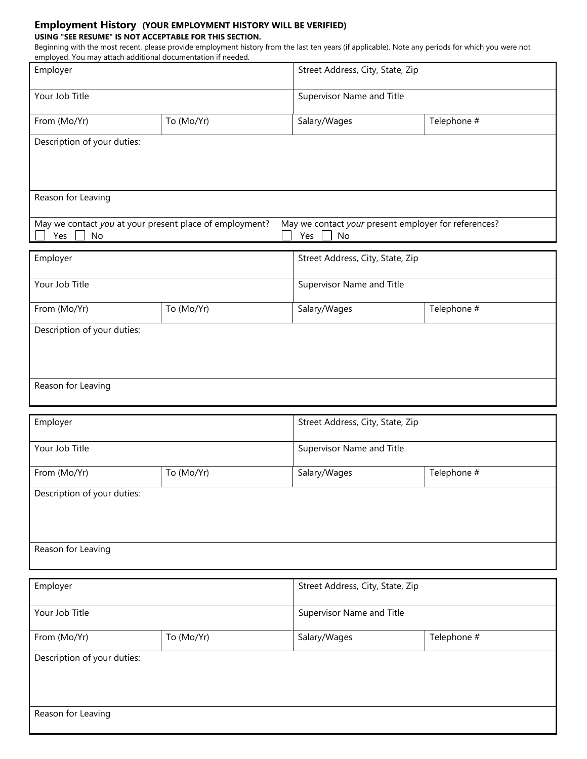## Employment History **(YOUR EMPLOYMENT HISTORY WILL BE VERIFIED)**

**USING "SEE RESUME" IS NOT ACCEPTABLE FOR THIS SECTION.**

Beginning with the most recent, please provide employment history from the last ten years (if applicable). Note any periods for which you were not employed. You may attach additional documentation if needed.

| | | | |
|---|---|---|---|
| Employer | | Street Address, City, State, Zip | |
| Your Job Title | | Supervisor Name and Title | |
| From (Mo/Yr) | To (Mo/Yr) | Salary/Wages | Telephone # |
| Description of your duties: | | | |
| Reason for Leaving | | | |
| May we contact *you* at your present place of employment? ☐ Yes ☐ No | | May we contact *your* present employer for references? ☐ Yes ☐ No | |

| | | | |
|---|---|---|---|
| Employer | | Street Address, City, State, Zip | |
| Your Job Title | | Supervisor Name and Title | |
| From (Mo/Yr) | To (Mo/Yr) | Salary/Wages | Telephone # |
| Description of your duties: | | | |
| Reason for Leaving | | | |

| | | | |
|---|---|---|---|
| Employer | | Street Address, City, State, Zip | |
| Your Job Title | | Supervisor Name and Title | |
| From (Mo/Yr) | To (Mo/Yr) | Salary/Wages | Telephone # |
| Description of your duties: | | | |
| Reason for Leaving | | | |

| | | | |
|---|---|---|---|
| Employer | | Street Address, City, State, Zip | |
| Your Job Title | | Supervisor Name and Title | |
| From (Mo/Yr) | To (Mo/Yr) | Salary/Wages | Telephone # |
| Description of your duties: | | | |
| Reason for Leaving | | | |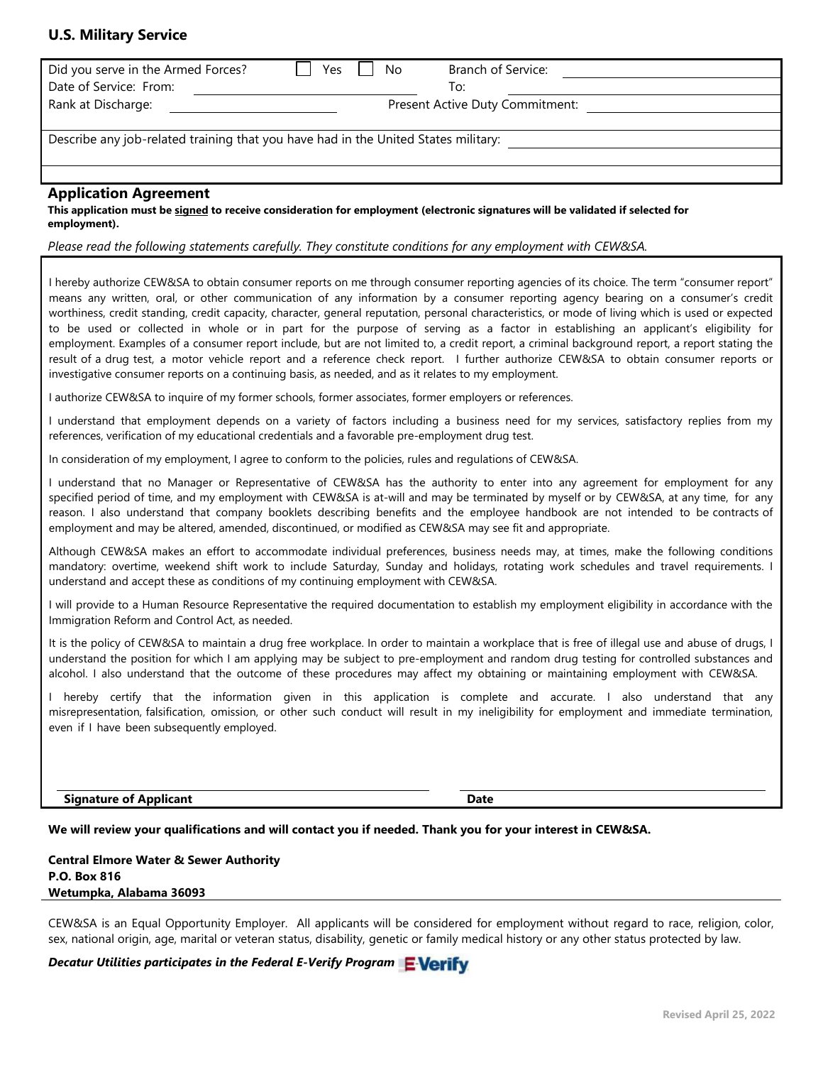## U.S. Military Service

| | | | |
|---|---|---|---|
| Did you serve in the Armed Forces? ☐ Yes ☐ No | | Branch of Service: | |
| Date of Service: From: | | To: | |
| Rank at Discharge: | | Present Active Duty Commitment: | |
| Describe any job-related training that you have had in the United States military: | | | |

## Application Agreement

**This application must be signed to receive consideration for employment (electronic signatures will be validated if selected for employment).**

*Please read the following statements carefully. They constitute conditions for any employment with CEW&SA.*

I hereby authorize CEW&SA to obtain consumer reports on me through consumer reporting agencies of its choice. The term "consumer report" means any written, oral, or other communication of any information by a consumer reporting agency bearing on a consumer's credit worthiness, credit standing, credit capacity, character, general reputation, personal characteristics, or mode of living which is used or expected to be used or collected in whole or in part for the purpose of serving as a factor in establishing an applicant's eligibility for employment. Examples of a consumer report include, but are not limited to, a credit report, a criminal background report, a report stating the result of a drug test, a motor vehicle report and a reference check report. I further authorize CEW&SA to obtain consumer reports or investigative consumer reports on a continuing basis, as needed, and as it relates to my employment.

I authorize CEW&SA to inquire of my former schools, former associates, former employers or references.

I understand that employment depends on a variety of factors including a business need for my services, satisfactory replies from my references, verification of my educational credentials and a favorable pre-employment drug test.

In consideration of my employment, I agree to conform to the policies, rules and regulations of CEW&SA.

I understand that no Manager or Representative of CEW&SA has the authority to enter into any agreement for employment for any specified period of time, and my employment with CEW&SA is at-will and may be terminated by myself or by CEW&SA, at any time, for any reason. I also understand that company booklets describing benefits and the employee handbook are not intended to be contracts of employment and may be altered, amended, discontinued, or modified as CEW&SA may see fit and appropriate.

Although CEW&SA makes an effort to accommodate individual preferences, business needs may, at times, make the following conditions mandatory: overtime, weekend shift work to include Saturday, Sunday and holidays, rotating work schedules and travel requirements. I understand and accept these as conditions of my continuing employment with CEW&SA.

I will provide to a Human Resource Representative the required documentation to establish my employment eligibility in accordance with the Immigration Reform and Control Act, as needed.

It is the policy of CEW&SA to maintain a drug free workplace. In order to maintain a workplace that is free of illegal use and abuse of drugs, I understand the position for which I am applying may be subject to pre-employment and random drug testing for controlled substances and alcohol. I also understand that the outcome of these procedures may affect my obtaining or maintaining employment with CEW&SA.

I hereby certify that the information given in this application is complete and accurate. I also understand that any misrepresentation, falsification, omission, or other such conduct will result in my ineligibility for employment and immediate termination, even if I have been subsequently employed.

**Signature of Applicant** ______________________ **Date** ______________________

**We will review your qualifications and will contact you if needed. Thank you for your interest in CEW&SA.**

**Central Elmore Water & Sewer Authority**
**P.O. Box 816**
**Wetumpka, Alabama 36093**

CEW&SA is an Equal Opportunity Employer. All applicants will be considered for employment without regard to race, religion, color, sex, national origin, age, marital or veteran status, disability, genetic or family medical history or any other status protected by law.

***Decatur Utilities participates in the Federal E-Verify Program*** E-Verify

Revised April 25, 2022